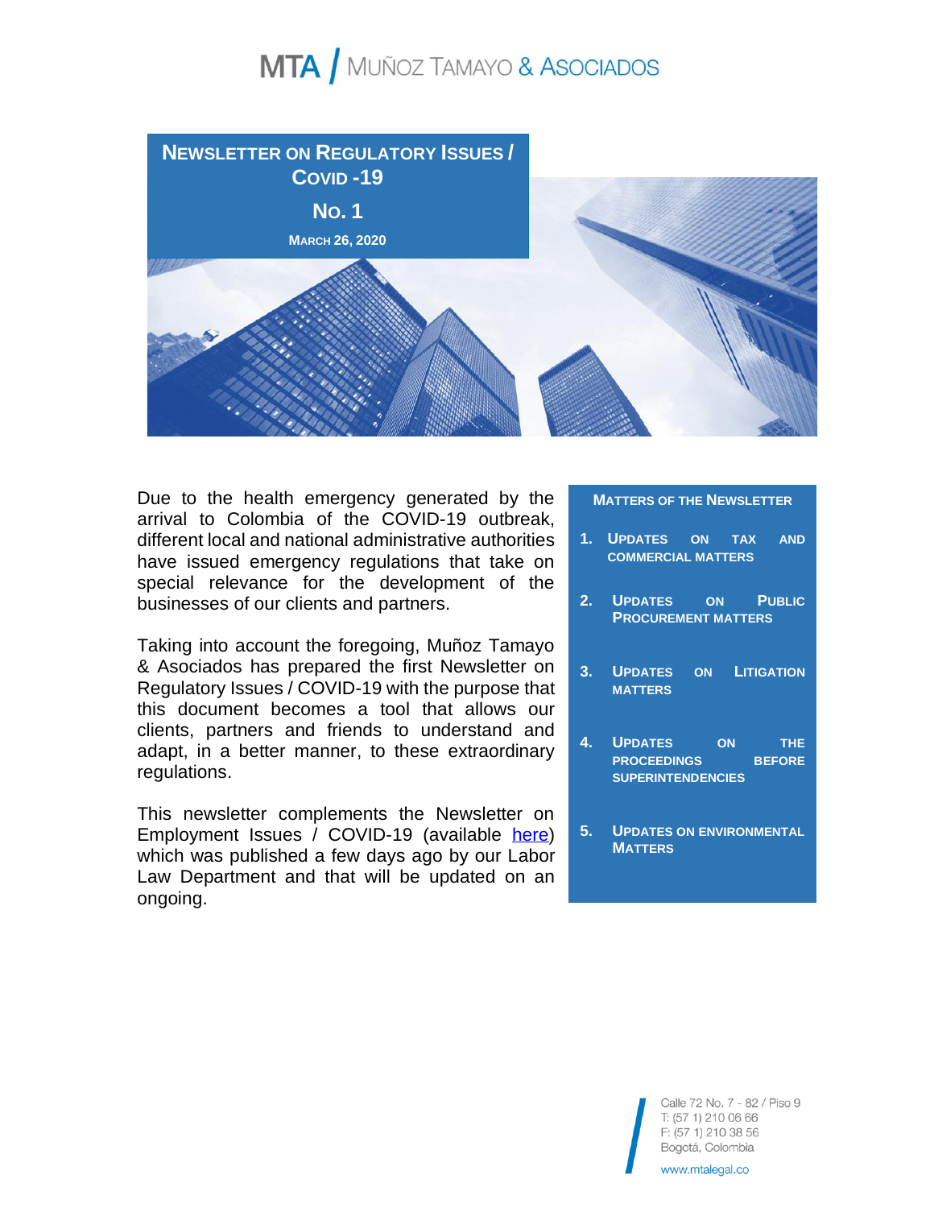# MTA / Muñoz Tamayo & Asociados

## Newsletter on Regulatory Issues / Covid -19

## No. 1

**March 26, 2020**

Due to the health emergency generated by the arrival to Colombia of the COVID-19 outbreak, different local and national administrative authorities have issued emergency regulations that take on special relevance for the development of the businesses of our clients and partners.

Taking into account the foregoing, Muñoz Tamayo & Asociados has prepared the first Newsletter on Regulatory Issues / COVID-19 with the purpose that this document becomes a tool that allows our clients, partners and friends to understand and adapt, in a better manner, to these extraordinary regulations.

This newsletter complements the Newsletter on Employment Issues / COVID-19 (available [here]) which was published a few days ago by our Labor Law Department and that will be updated on an ongoing.

**Matters of the Newsletter**

1. **Updates on tax and commercial matters**
2. **Updates on Public Procurement matters**
3. **Updates on Litigation matters**
4. **Updates on the proceedings before superintendencies**
5. **Updates on environmental Matters**

Calle 72 No. 7 - 82 / Piso 9
T: (57 1) 210 06 66
F: (57 1) 210 38 56
Bogotá, Colombia
www.mtalegal.co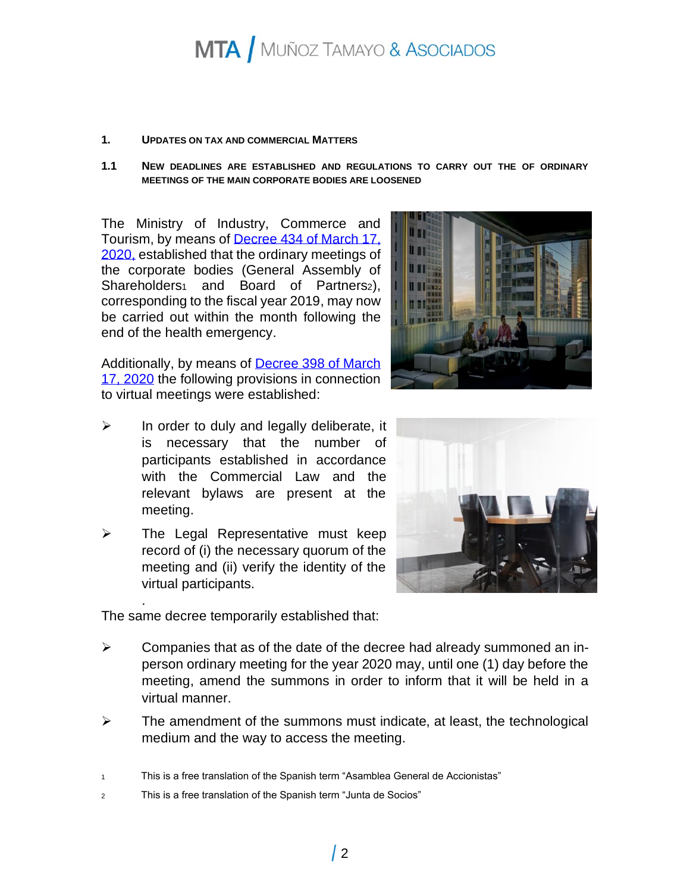## 1. Updates on Tax and Commercial Matters

### 1.1 New deadlines are established and regulations to carry out the of ordinary meetings of the main corporate bodies are loosened

The Ministry of Industry, Commerce and Tourism, by means of Decree 434 of March 17, 2020, established that the ordinary meetings of the corporate bodies (General Assembly of Shareholders[1] and Board of Partners[2]), corresponding to the fiscal year 2019, may now be carried out within the month following the end of the health emergency.

Additionally, by means of Decree 398 of March 17, 2020 the following provisions in connection to virtual meetings were established:

- In order to duly and legally deliberate, it is necessary that the number of participants established in accordance with the Commercial Law and the relevant bylaws are present at the meeting.
- The Legal Representative must keep record of (i) the necessary quorum of the meeting and (ii) verify the identity of the virtual participants.

The same decree temporarily established that:

- Companies that as of the date of the decree had already summoned an in-person ordinary meeting for the year 2020 may, until one (1) day before the meeting, amend the summons in order to inform that it will be held in a virtual manner.
- The amendment of the summons must indicate, at least, the technological medium and the way to access the meeting.

[1] This is a free translation of the Spanish term "Asamblea General de Accionistas"

[2] This is a free translation of the Spanish term "Junta de Socios"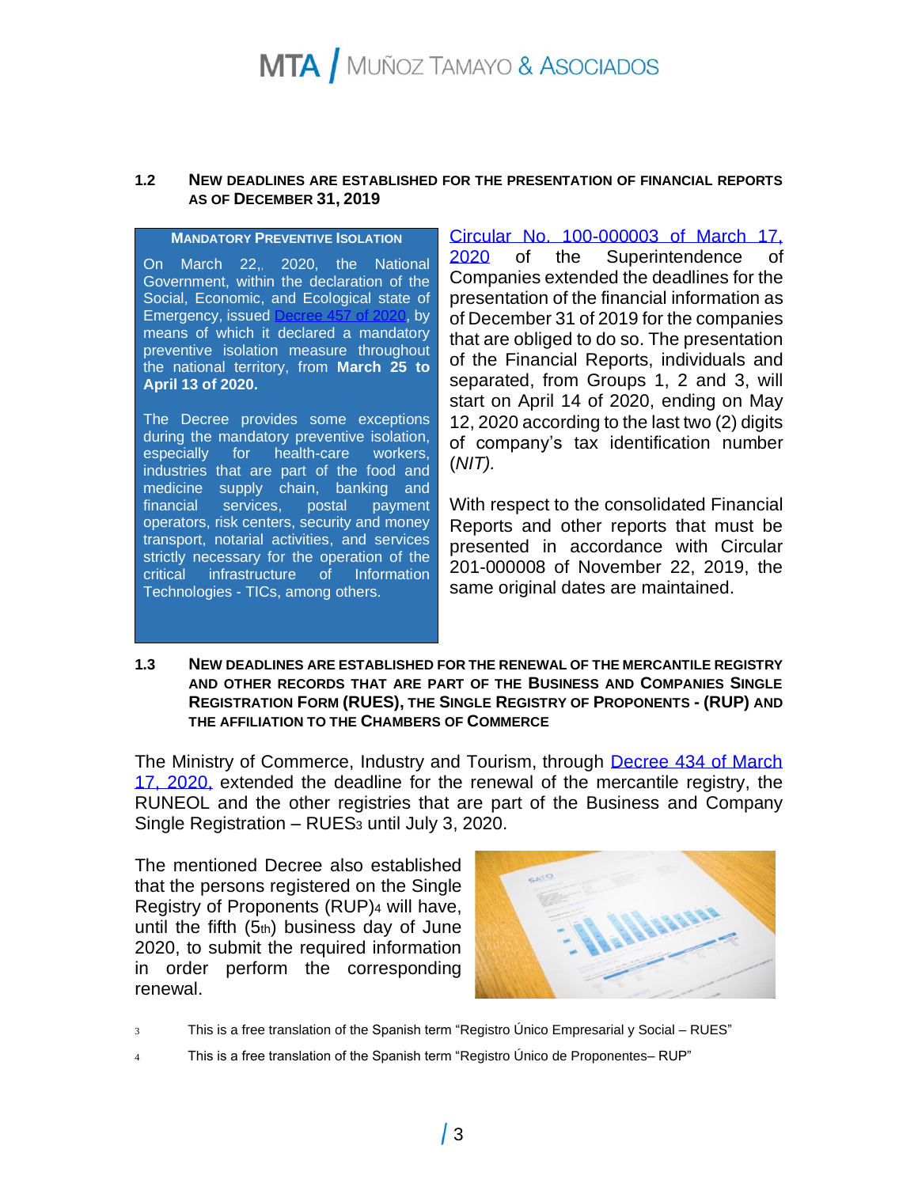### 1.2 New deadlines are established for the presentation of financial reports as of December 31, 2019

**Mandatory Preventive Isolation**

On March 22,, 2020, the National Government, within the declaration of the Social, Economic, and Ecological state of Emergency, issued Decree 457 of 2020, by means of which it declared a mandatory preventive isolation measure throughout the national territory, from **March 25 to April 13 of 2020.**

The Decree provides some exceptions during the mandatory preventive isolation, especially for health-care workers, industries that are part of the food and medicine supply chain, banking and financial services, postal payment operators, risk centers, security and money transport, notarial activities, and services strictly necessary for the operation of the critical infrastructure of Information Technologies - TICs, among others.

Circular No. 100-000003 of March 17, 2020 of the Superintendence of Companies extended the deadlines for the presentation of the financial information as of December 31 of 2019 for the companies that are obliged to do so. The presentation of the Financial Reports, individuals and separated, from Groups 1, 2 and 3, will start on April 14 of 2020, ending on May 12, 2020 according to the last two (2) digits of company's tax identification number (*NIT).*

With respect to the consolidated Financial Reports and other reports that must be presented in accordance with Circular 201-000008 of November 22, 2019, the same original dates are maintained.

### 1.3 New deadlines are established for the renewal of the mercantile registry and other records that are part of the Business and Companies Single Registration Form (RUES), the Single Registry of Proponents - (RUP) and the affiliation to the Chambers of Commerce

The Ministry of Commerce, Industry and Tourism, through Decree 434 of March 17, 2020, extended the deadline for the renewal of the mercantile registry, the RUNEOL and the other registries that are part of the Business and Company Single Registration – RUES[3] until July 3, 2020.

The mentioned Decree also established that the persons registered on the Single Registry of Proponents (RUP)[4] will have, until the fifth (5th) business day of June 2020, to submit the required information in order perform the corresponding renewal.

[3] This is a free translation of the Spanish term "Registro Único Empresarial y Social – RUES"

[4] This is a free translation of the Spanish term "Registro Único de Proponentes– RUP"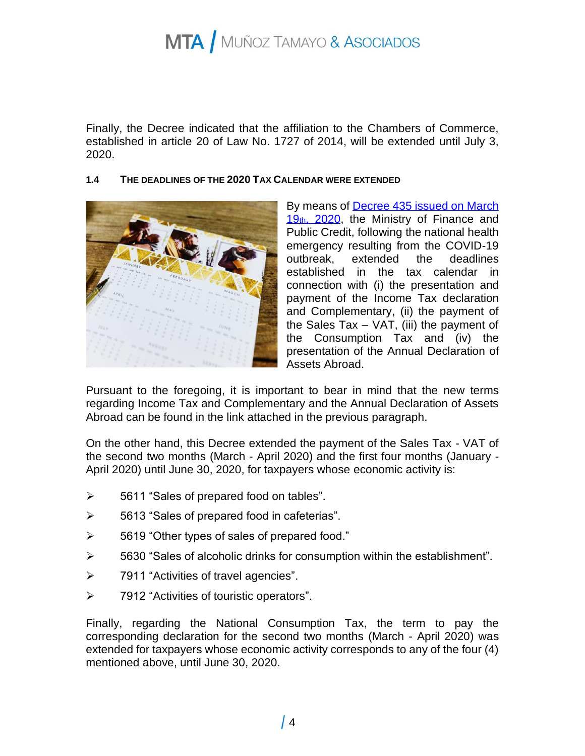Finally, the Decree indicated that the affiliation to the Chambers of Commerce, established in article 20 of Law No. 1727 of 2014, will be extended until July 3, 2020.

### 1.4 THE DEADLINES OF THE 2020 TAX CALENDAR WERE EXTENDED

By means of [Decree 435 issued on March 19th, 2020](), the Ministry of Finance and Public Credit, following the national health emergency resulting from the COVID-19 outbreak, extended the deadlines established in the tax calendar in connection with (i) the presentation and payment of the Income Tax declaration and Complementary, (ii) the payment of the Sales Tax – VAT, (iii) the payment of the Consumption Tax and (iv) the presentation of the Annual Declaration of Assets Abroad.

Pursuant to the foregoing, it is important to bear in mind that the new terms regarding Income Tax and Complementary and the Annual Declaration of Assets Abroad can be found in the link attached in the previous paragraph.

On the other hand, this Decree extended the payment of the Sales Tax - VAT of the second two months (March - April 2020) and the first four months (January - April 2020) until June 30, 2020, for taxpayers whose economic activity is:

- 5611 "Sales of prepared food on tables".
- 5613 "Sales of prepared food in cafeterias".
- 5619 "Other types of sales of prepared food."
- 5630 "Sales of alcoholic drinks for consumption within the establishment".
- 7911 "Activities of travel agencies".
- 7912 "Activities of touristic operators".

Finally, regarding the National Consumption Tax, the term to pay the corresponding declaration for the second two months (March - April 2020) was extended for taxpayers whose economic activity corresponds to any of the four (4) mentioned above, until June 30, 2020.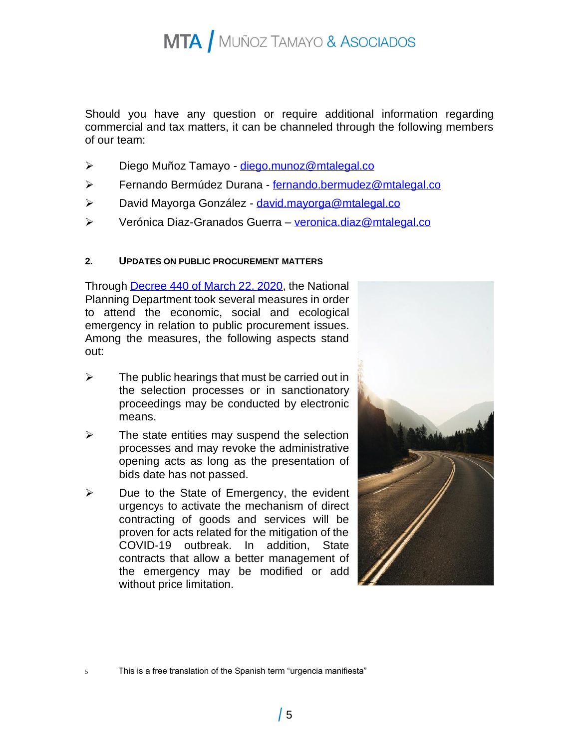Should you have any question or require additional information regarding commercial and tax matters, it can be channeled through the following members of our team:

- Diego Muñoz Tamayo - diego.munoz@mtalegal.co
- Fernando Bermúdez Durana - fernando.bermudez@mtalegal.co
- David Mayorga González - david.mayorga@mtalegal.co
- Verónica Diaz-Granados Guerra – veronica.diaz@mtalegal.co

## 2. Updates on Public Procurement Matters

Through [Decree 440 of March 22, 2020](), the National Planning Department took several measures in order to attend the economic, social and ecological emergency in relation to public procurement issues. Among the measures, the following aspects stand out:

- The public hearings that must be carried out in the selection processes or in sanctionatory proceedings may be conducted by electronic means.
- The state entities may suspend the selection processes and may revoke the administrative opening acts as long as the presentation of bids date has not passed.
- Due to the State of Emergency, the evident urgency[5] to activate the mechanism of direct contracting of goods and services will be proven for acts related for the mitigation of the COVID-19 outbreak. In addition, State contracts that allow a better management of the emergency may be modified or add without price limitation.

[5] This is a free translation of the Spanish term "urgencia manifiesta"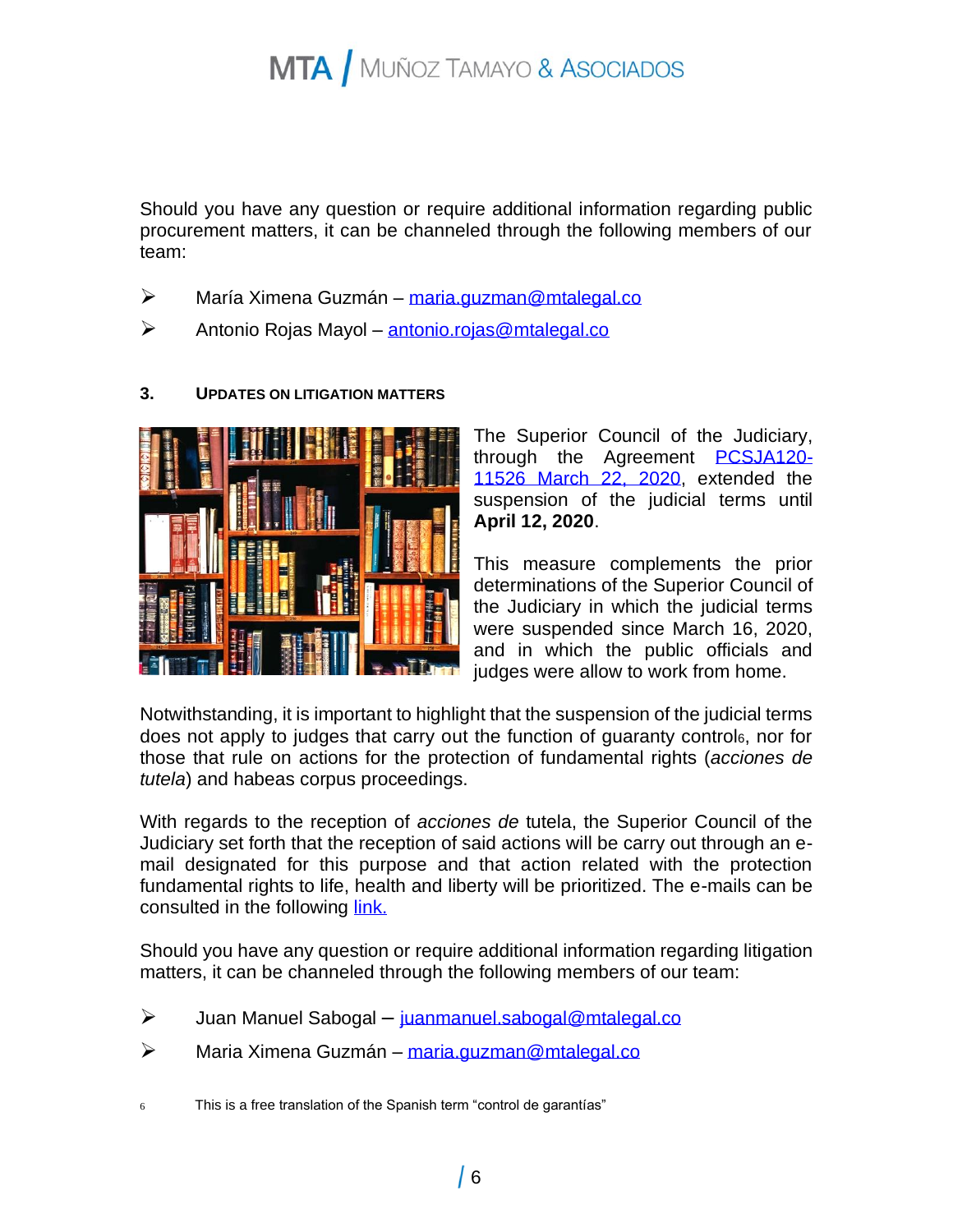Should you have any question or require additional information regarding public procurement matters, it can be channeled through the following members of our team:

- María Ximena Guzmán – maria.guzman@mtalegal.co
- Antonio Rojas Mayol – antonio.rojas@mtalegal.co

## 3. Updates on Litigation Matters

The Superior Council of the Judiciary, through the Agreement PCSJA120-11526 March 22, 2020, extended the suspension of the judicial terms until **April 12, 2020**.

This measure complements the prior determinations of the Superior Council of the Judiciary in which the judicial terms were suspended since March 16, 2020, and in which the public officials and judges were allow to work from home.

Notwithstanding, it is important to highlight that the suspension of the judicial terms does not apply to judges that carry out the function of guaranty control[6], nor for those that rule on actions for the protection of fundamental rights (*acciones de tutela*) and habeas corpus proceedings.

With regards to the reception of *acciones de* tutela, the Superior Council of the Judiciary set forth that the reception of said actions will be carry out through an e-mail designated for this purpose and that action related with the protection fundamental rights to life, health and liberty will be prioritized. The e-mails can be consulted in the following link.

Should you have any question or require additional information regarding litigation matters, it can be channeled through the following members of our team:

- Juan Manuel Sabogal – juanmanuel.sabogal@mtalegal.co
- Maria Ximena Guzmán – maria.guzman@mtalegal.co

[6] This is a free translation of the Spanish term "control de garantías"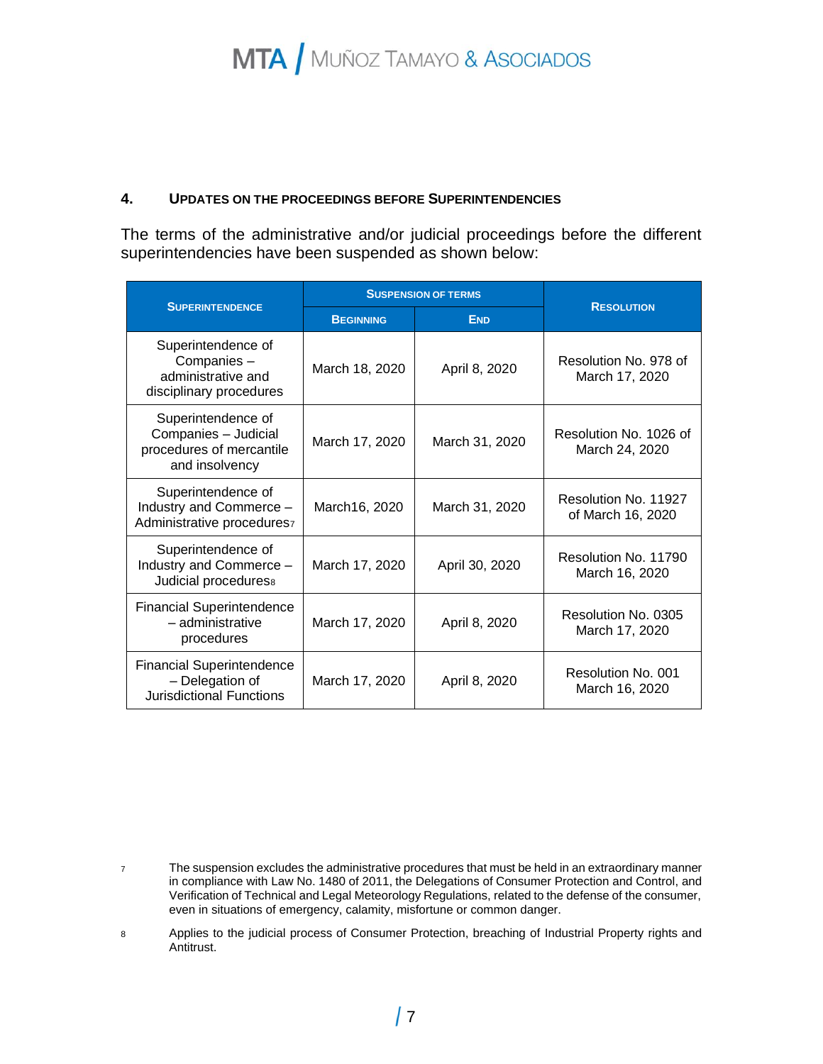## 4. UPDATES ON THE PROCEEDINGS BEFORE SUPERINTENDENCIES

The terms of the administrative and/or judicial proceedings before the different superintendencies have been suspended as shown below:

| SUPERINTENDENCE | SUSPENSION OF TERMS | | RESOLUTION |
|---|---|---|---|
| | BEGINNING | END | |
| Superintendence of Companies – administrative and disciplinary procedures | March 18, 2020 | April 8, 2020 | Resolution No. 978 of March 17, 2020 |
| Superintendence of Companies – Judicial procedures of mercantile and insolvency | March 17, 2020 | March 31, 2020 | Resolution No. 1026 of March 24, 2020 |
| Superintendence of Industry and Commerce – Administrative procedures[7] | March16, 2020 | March 31, 2020 | Resolution No. 11927 of March 16, 2020 |
| Superintendence of Industry and Commerce – Judicial procedures[8] | March 17, 2020 | April 30, 2020 | Resolution No. 11790 March 16, 2020 |
| Financial Superintendence – administrative procedures | March 17, 2020 | April 8, 2020 | Resolution No. 0305 March 17, 2020 |
| Financial Superintendence – Delegation of Jurisdictional Functions | March 17, 2020 | April 8, 2020 | Resolution No. 001 March 16, 2020 |

[7] The suspension excludes the administrative procedures that must be held in an extraordinary manner in compliance with Law No. 1480 of 2011, the Delegations of Consumer Protection and Control, and Verification of Technical and Legal Meteorology Regulations, related to the defense of the consumer, even in situations of emergency, calamity, misfortune or common danger.

[8] Applies to the judicial process of Consumer Protection, breaching of Industrial Property rights and Antitrust.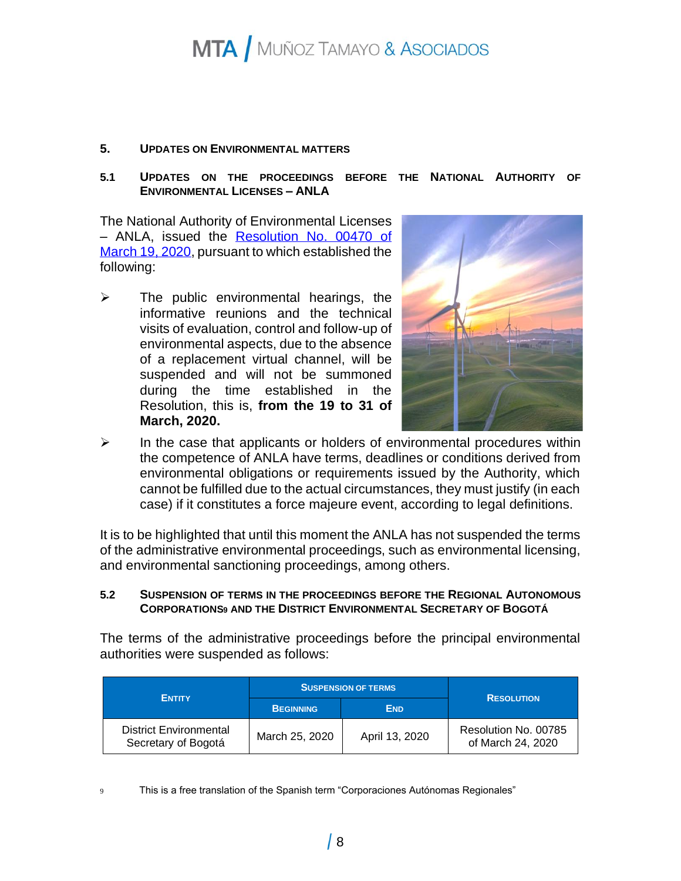## 5. UPDATES ON ENVIRONMENTAL MATTERS

### 5.1 UPDATES ON THE PROCEEDINGS BEFORE THE NATIONAL AUTHORITY OF ENVIRONMENTAL LICENSES – ANLA

The National Authority of Environmental Licenses – ANLA, issued the Resolution No. 00470 of March 19, 2020, pursuant to which established the following:

- The public environmental hearings, the informative reunions and the technical visits of evaluation, control and follow-up of environmental aspects, due to the absence of a replacement virtual channel, will be suspended and will not be summoned during the time established in the Resolution, this is, **from the 19 to 31 of March, 2020.**
- In the case that applicants or holders of environmental procedures within the competence of ANLA have terms, deadlines or conditions derived from environmental obligations or requirements issued by the Authority, which cannot be fulfilled due to the actual circumstances, they must justify (in each case) if it constitutes a force majeure event, according to legal definitions.

It is to be highlighted that until this moment the ANLA has not suspended the terms of the administrative environmental proceedings, such as environmental licensing, and environmental sanctioning proceedings, among others.

### 5.2 SUSPENSION OF TERMS IN THE PROCEEDINGS BEFORE THE REGIONAL AUTONOMOUS CORPORATIONS[9] AND THE DISTRICT ENVIRONMENTAL SECRETARY OF BOGOTÁ

The terms of the administrative proceedings before the principal environmental authorities were suspended as follows:

| ENTITY | SUSPENSION OF TERMS | | RESOLUTION |
|---|---|---|---|
| | BEGINNING | END | |
| District Environmental Secretary of Bogotá | March 25, 2020 | April 13, 2020 | Resolution No. 00785 of March 24, 2020 |

[9] This is a free translation of the Spanish term "Corporaciones Autónomas Regionales"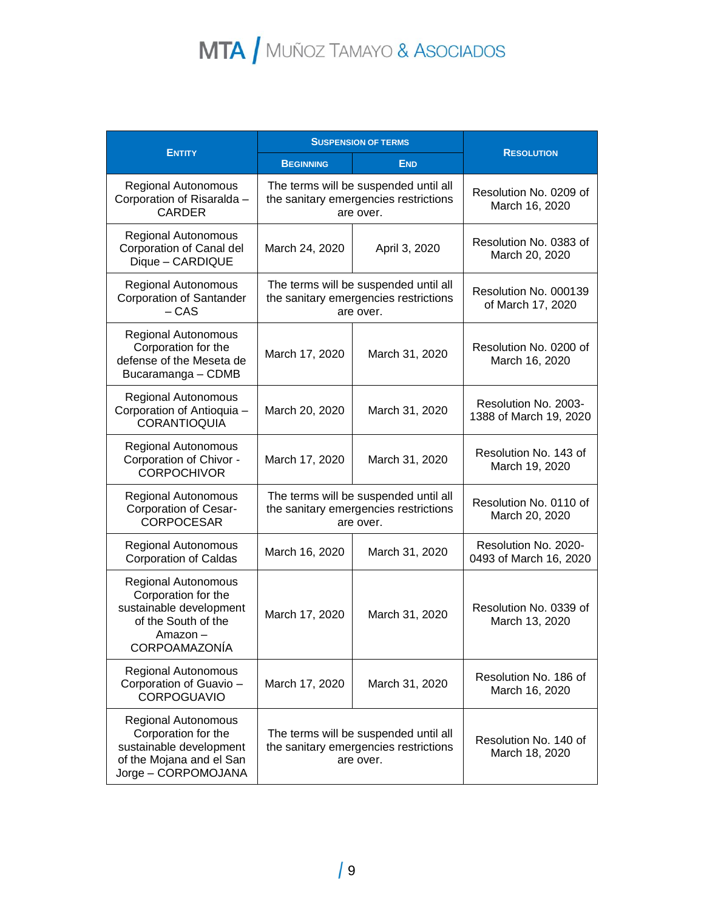| Entity | Suspension of terms | | Resolution |
|---|---|---|---|
| | Beginning | End | |
| Regional Autonomous Corporation of Risaralda – CARDER | The terms will be suspended until all the sanitary emergencies restrictions are over. | | Resolution No. 0209 of March 16, 2020 |
| Regional Autonomous Corporation of Canal del Dique – CARDIQUE | March 24, 2020 | April 3, 2020 | Resolution No. 0383 of March 20, 2020 |
| Regional Autonomous Corporation of Santander – CAS | The terms will be suspended until all the sanitary emergencies restrictions are over. | | Resolution No. 000139 of March 17, 2020 |
| Regional Autonomous Corporation for the defense of the Meseta de Bucaramanga – CDMB | March 17, 2020 | March 31, 2020 | Resolution No. 0200 of March 16, 2020 |
| Regional Autonomous Corporation of Antioquia – CORANTIOQUIA | March 20, 2020 | March 31, 2020 | Resolution No. 2003-1388 of March 19, 2020 |
| Regional Autonomous Corporation of Chivor - CORPOCHIVOR | March 17, 2020 | March 31, 2020 | Resolution No. 143 of March 19, 2020 |
| Regional Autonomous Corporation of Cesar- CORPOCESAR | The terms will be suspended until all the sanitary emergencies restrictions are over. | | Resolution No. 0110 of March 20, 2020 |
| Regional Autonomous Corporation of Caldas | March 16, 2020 | March 31, 2020 | Resolution No. 2020-0493 of March 16, 2020 |
| Regional Autonomous Corporation for the sustainable development of the South of the Amazon – CORPOAMAZONÍA | March 17, 2020 | March 31, 2020 | Resolution No. 0339 of March 13, 2020 |
| Regional Autonomous Corporation of Guavio – CORPOGUAVIO | March 17, 2020 | March 31, 2020 | Resolution No. 186 of March 16, 2020 |
| Regional Autonomous Corporation for the sustainable development of the Mojana and el San Jorge – CORPOMOJANA | The terms will be suspended until all the sanitary emergencies restrictions are over. | | Resolution No. 140 of March 18, 2020 |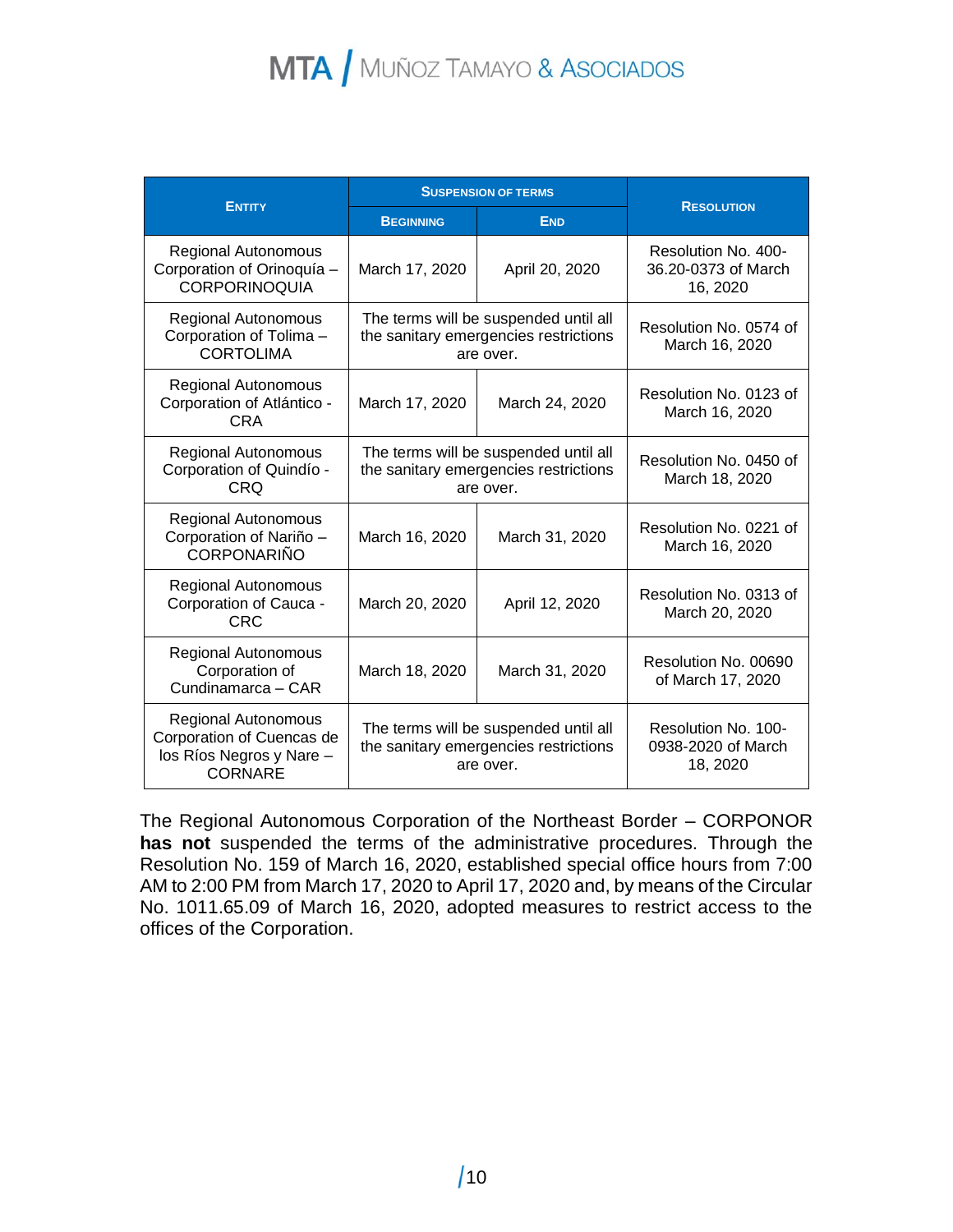| Entity | Suspension of terms | | Resolution |
|---|---|---|---|
| | Beginning | End | |
| Regional Autonomous Corporation of Orinoquía – CORPORINOQUIA | March 17, 2020 | April 20, 2020 | Resolution No. 400-36.20-0373 of March 16, 2020 |
| Regional Autonomous Corporation of Tolima – CORTOLIMA | The terms will be suspended until all the sanitary emergencies restrictions are over. | | Resolution No. 0574 of March 16, 2020 |
| Regional Autonomous Corporation of Atlántico - CRA | March 17, 2020 | March 24, 2020 | Resolution No. 0123 of March 16, 2020 |
| Regional Autonomous Corporation of Quindío - CRQ | The terms will be suspended until all the sanitary emergencies restrictions are over. | | Resolution No. 0450 of March 18, 2020 |
| Regional Autonomous Corporation of Nariño – CORPONARIÑO | March 16, 2020 | March 31, 2020 | Resolution No. 0221 of March 16, 2020 |
| Regional Autonomous Corporation of Cauca - CRC | March 20, 2020 | April 12, 2020 | Resolution No. 0313 of March 20, 2020 |
| Regional Autonomous Corporation of Cundinamarca – CAR | March 18, 2020 | March 31, 2020 | Resolution No. 00690 of March 17, 2020 |
| Regional Autonomous Corporation of Cuencas de los Ríos Negros y Nare – CORNARE | The terms will be suspended until all the sanitary emergencies restrictions are over. | | Resolution No. 100-0938-2020 of March 18, 2020 |

The Regional Autonomous Corporation of the Northeast Border – CORPONOR **has not** suspended the terms of the administrative procedures. Through the Resolution No. 159 of March 16, 2020, established special office hours from 7:00 AM to 2:00 PM from March 17, 2020 to April 17, 2020 and, by means of the Circular No. 1011.65.09 of March 16, 2020, adopted measures to restrict access to the offices of the Corporation.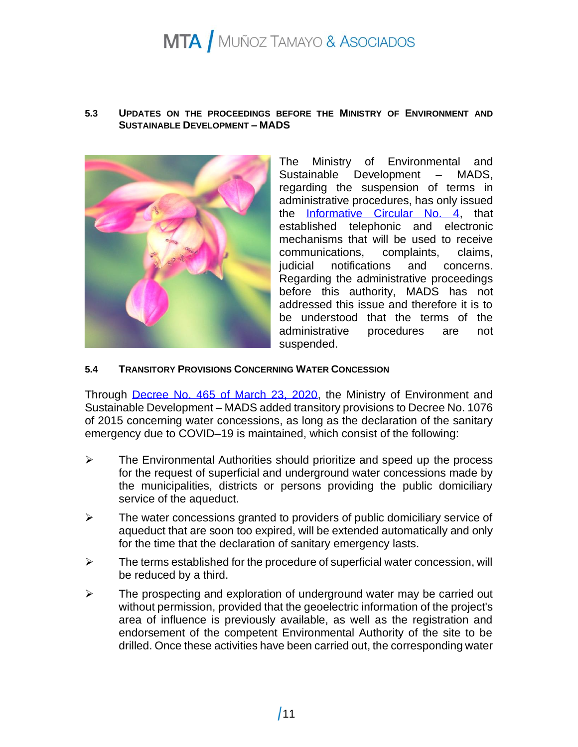### 5.3 UPDATES ON THE PROCEEDINGS BEFORE THE MINISTRY OF ENVIRONMENT AND SUSTAINABLE DEVELOPMENT – MADS

The Ministry of Environmental and Sustainable Development – MADS, regarding the suspension of terms in administrative procedures, has only issued the Informative Circular No. 4, that established telephonic and electronic mechanisms that will be used to receive communications, complaints, claims, judicial notifications and concerns. Regarding the administrative proceedings before this authority, MADS has not addressed this issue and therefore it is to be understood that the terms of the administrative procedures are not suspended.

### 5.4 TRANSITORY PROVISIONS CONCERNING WATER CONCESSION

Through Decree No. 465 of March 23, 2020, the Ministry of Environment and Sustainable Development – MADS added transitory provisions to Decree No. 1076 of 2015 concerning water concessions, as long as the declaration of the sanitary emergency due to COVID–19 is maintained, which consist of the following:

- The Environmental Authorities should prioritize and speed up the process for the request of superficial and underground water concessions made by the municipalities, districts or persons providing the public domiciliary service of the aqueduct.
- The water concessions granted to providers of public domiciliary service of aqueduct that are soon too expired, will be extended automatically and only for the time that the declaration of sanitary emergency lasts.
- The terms established for the procedure of superficial water concession, will be reduced by a third.
- The prospecting and exploration of underground water may be carried out without permission, provided that the geoelectric information of the project's area of influence is previously available, as well as the registration and endorsement of the competent Environmental Authority of the site to be drilled. Once these activities have been carried out, the corresponding water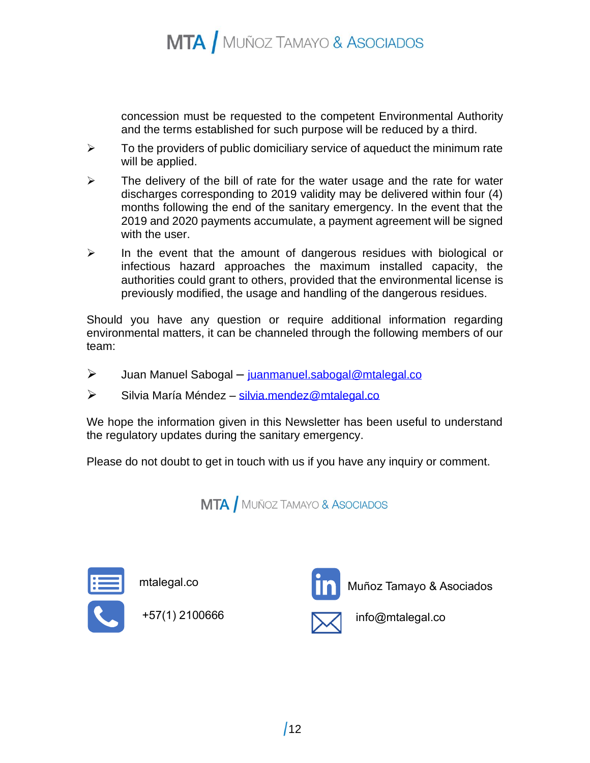concession must be requested to the competent Environmental Authority and the terms established for such purpose will be reduced by a third.

- To the providers of public domiciliary service of aqueduct the minimum rate will be applied.
- The delivery of the bill of rate for the water usage and the rate for water discharges corresponding to 2019 validity may be delivered within four (4) months following the end of the sanitary emergency. In the event that the 2019 and 2020 payments accumulate, a payment agreement will be signed with the user.
- In the event that the amount of dangerous residues with biological or infectious hazard approaches the maximum installed capacity, the authorities could grant to others, provided that the environmental license is previously modified, the usage and handling of the dangerous residues.

Should you have any question or require additional information regarding environmental matters, it can be channeled through the following members of our team:

- Juan Manuel Sabogal – juanmanuel.sabogal@mtalegal.co
- Silvia María Méndez – silvia.mendez@mtalegal.co

We hope the information given in this Newsletter has been useful to understand the regulatory updates during the sanitary emergency.

Please do not doubt to get in touch with us if you have any inquiry or comment.

MTA / MUÑOZ TAMAYO & ASOCIADOS

mtalegal.co

+57(1) 2100666

Muñoz Tamayo & Asociados

info@mtalegal.co